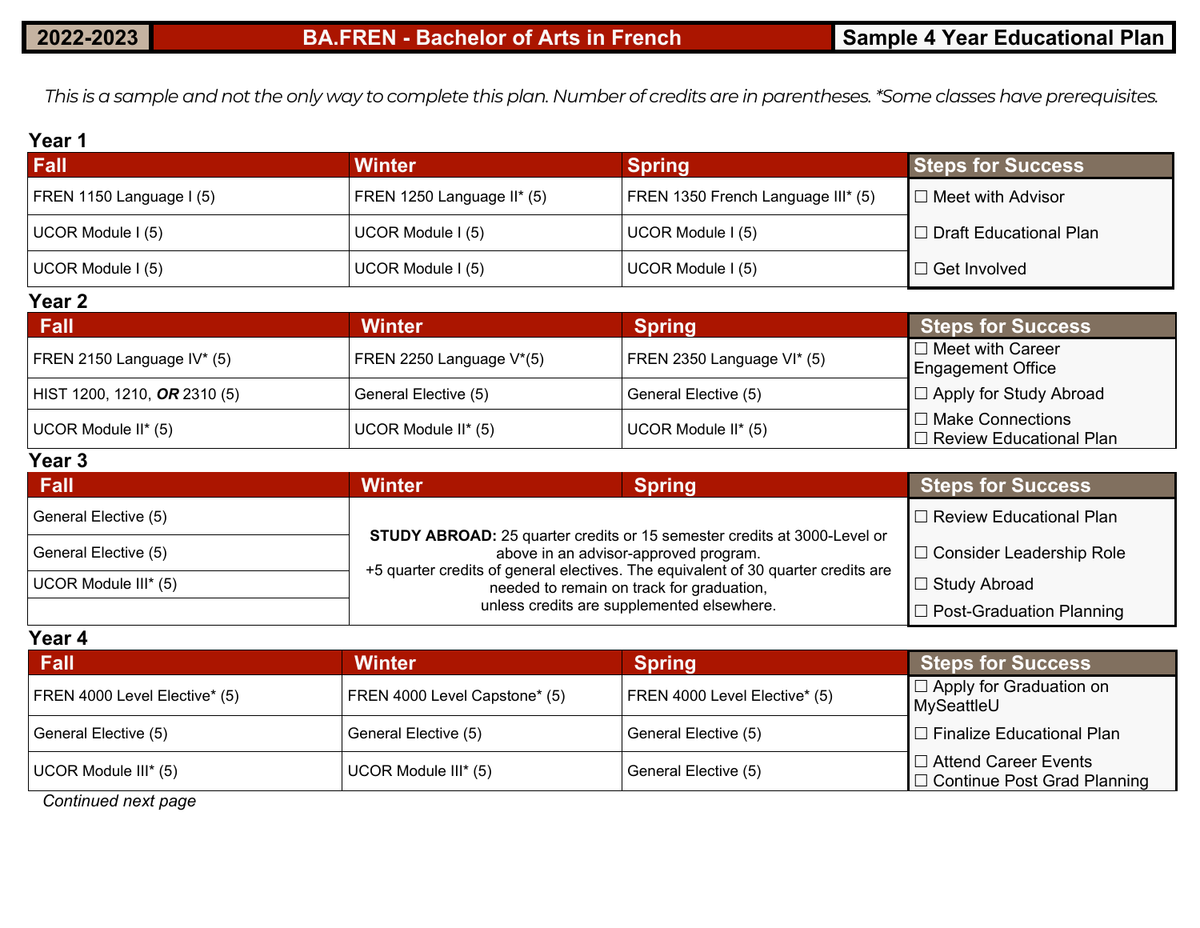# 2022-2023 | BA.FREN - Bachelor of Arts in French | Sample 4 Year Educational Plan

*This is a sample and not the only way to complete this plan. Number of credits are in parentheses. *Some classes have prerequisites.*

## Year 1

| Fall | Winter | Spring | Steps for Success |
|---|---|---|---|
| FREN 1150 Language I (5) | FREN 1250 Language II* (5) | FREN 1350 French Language III* (5) | ☐ Meet with Advisor |
| UCOR Module I (5) | UCOR Module I (5) | UCOR Module I (5) | ☐ Draft Educational Plan |
| UCOR Module I (5) | UCOR Module I (5) | UCOR Module I (5) | ☐ Get Involved |

## Year 2

| Fall | Winter | Spring | Steps for Success |
|---|---|---|---|
| FREN 2150 Language IV* (5) | FREN 2250 Language V*(5) | FREN 2350 Language VI* (5) | ☐ Meet with Career Engagement Office |
| HIST 1200, 1210, ***OR*** 2310 (5) | General Elective (5) | General Elective (5) | ☐ Apply for Study Abroad |
| UCOR Module II* (5) | UCOR Module II* (5) | UCOR Module II* (5) | ☐ Make Connections<br>☐ Review Educational Plan |

## Year 3

| Fall | Winter | Spring | Steps for Success |
|---|---|---|---|
| General Elective (5) | **STUDY ABROAD:** 25 quarter credits or 15 semester credits at 3000-Level or above in an advisor-approved program. +5 quarter credits of general electives. The equivalent of 30 quarter credits are needed to remain on track for graduation, unless credits are supplemented elsewhere. | | ☐ Review Educational Plan |
| General Elective (5) | | | ☐ Consider Leadership Role |
| UCOR Module III* (5) | | | ☐ Study Abroad |
| | | | ☐ Post-Graduation Planning |

## Year 4

| Fall | Winter | Spring | Steps for Success |
|---|---|---|---|
| FREN 4000 Level Elective* (5) | FREN 4000 Level Capstone* (5) | FREN 4000 Level Elective* (5) | ☐ Apply for Graduation on MySeattleU |
| General Elective (5) | General Elective (5) | General Elective (5) | ☐ Finalize Educational Plan |
| UCOR Module III* (5) | UCOR Module III* (5) | General Elective (5) | ☐ Attend Career Events<br>☐ Continue Post Grad Planning |

*Continued next page*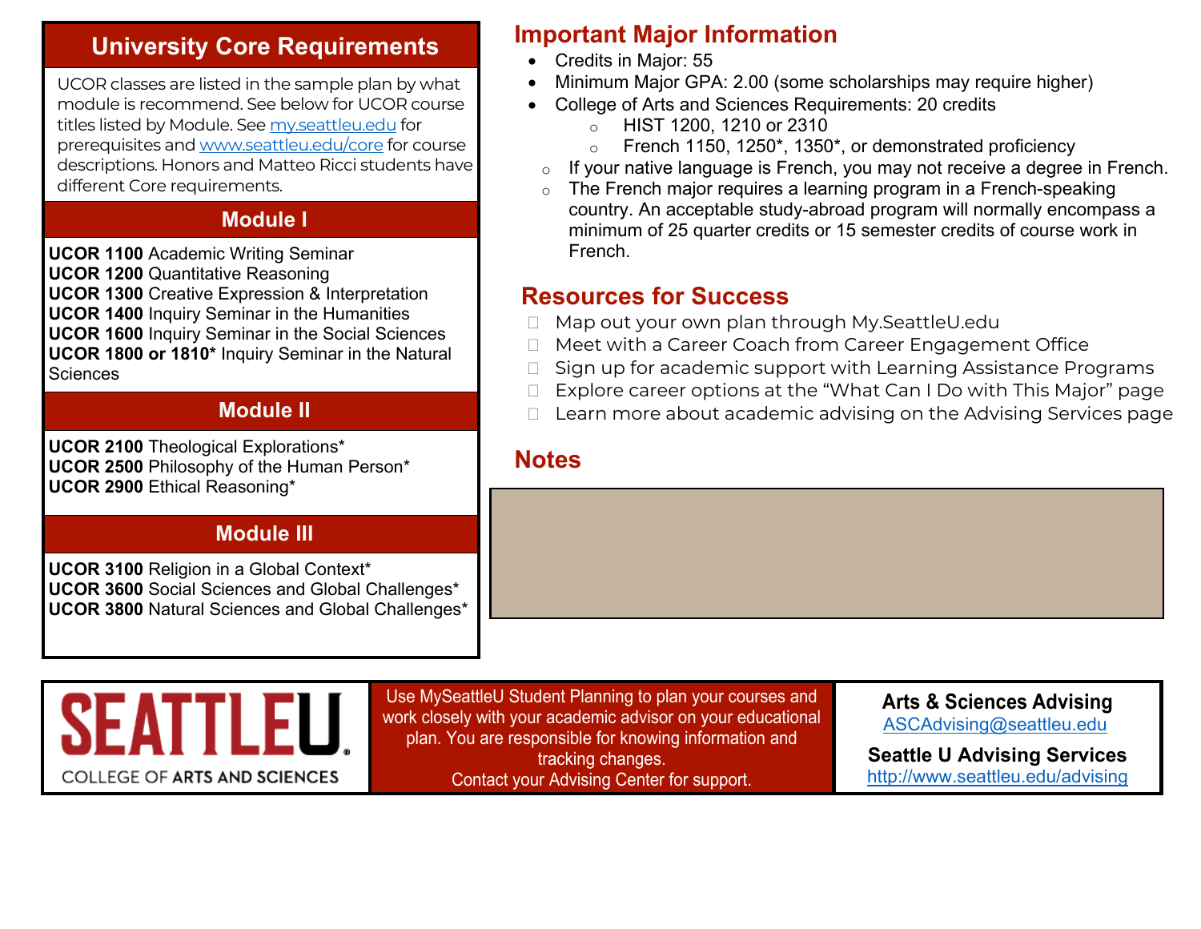## University Core Requirements

UCOR classes are listed in the sample plan by what module is recommend. See below for UCOR course titles listed by Module. See [my.seattleu.edu](my.seattleu.edu) for prerequisites and [www.seattleu.edu/core](www.seattleu.edu/core) for course descriptions. Honors and Matteo Ricci students have different Core requirements.

### Module I

**UCOR 1100** Academic Writing Seminar
**UCOR 1200** Quantitative Reasoning
**UCOR 1300** Creative Expression & Interpretation
**UCOR 1400** Inquiry Seminar in the Humanities
**UCOR 1600** Inquiry Seminar in the Social Sciences
**UCOR 1800 or 1810*** Inquiry Seminar in the Natural Sciences

### Module II

**UCOR 2100** Theological Explorations*
**UCOR 2500** Philosophy of the Human Person*
**UCOR 2900** Ethical Reasoning*

### Module III

**UCOR 3100** Religion in a Global Context*
**UCOR 3600** Social Sciences and Global Challenges*
**UCOR 3800** Natural Sciences and Global Challenges*

## Important Major Information

- Credits in Major: 55
- Minimum Major GPA: 2.00 (some scholarships may require higher)
- College of Arts and Sciences Requirements: 20 credits
  - HIST 1200, 1210 or 2310
  - French 1150, 1250*, 1350*, or demonstrated proficiency
  - If your native language is French, you may not receive a degree in French.
  - The French major requires a learning program in a French-speaking country. An acceptable study-abroad program will normally encompass a minimum of 25 quarter credits or 15 semester credits of course work in French.

## Resources for Success

- Map out your own plan through My.SeattleU.edu
- Meet with a Career Coach from Career Engagement Office
- Sign up for academic support with Learning Assistance Programs
- Explore career options at the "What Can I Do with This Major" page
- Learn more about academic advising on the Advising Services page

## Notes

SEATTLE U
COLLEGE OF ARTS AND SCIENCES

Use MySeattleU Student Planning to plan your courses and work closely with your academic advisor on your educational plan. You are responsible for knowing information and tracking changes.
Contact your Advising Center for support.

**Arts & Sciences Advising**
ASCAdvising@seattleu.edu

**Seattle U Advising Services**
http://www.seattleu.edu/advising